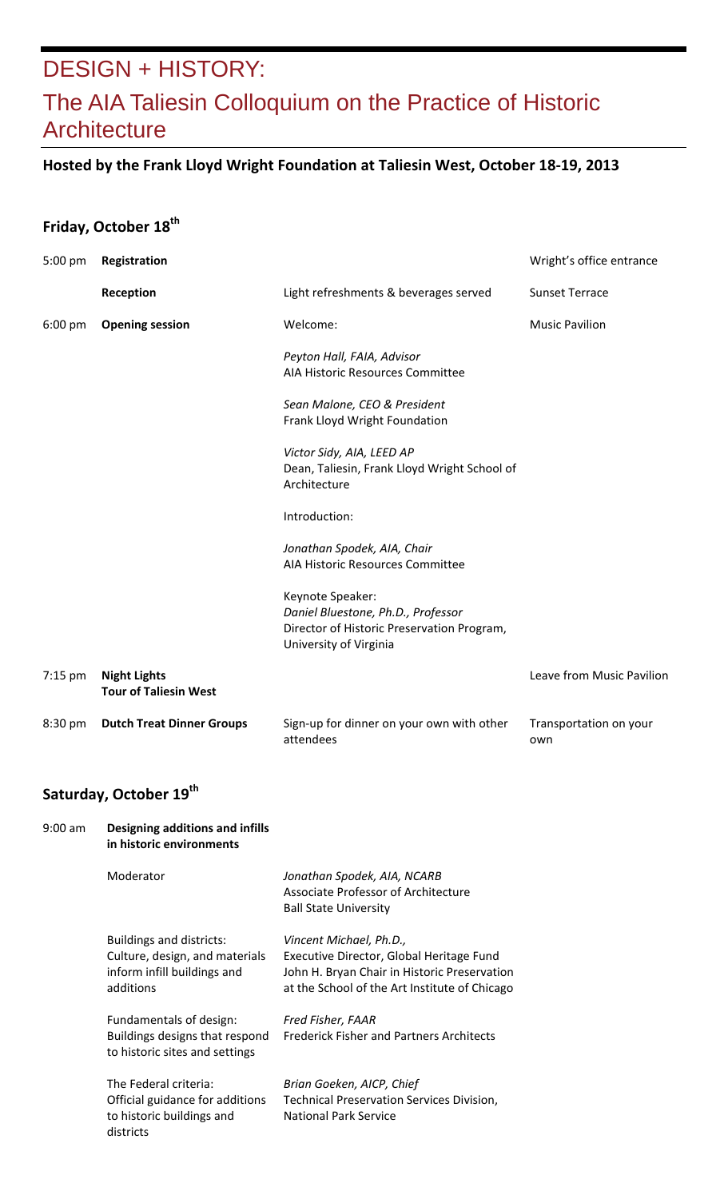# DESIGN + HISTORY:

# The AIA Taliesin Colloquium on the Practice of Historic Architecture

**Hosted by the Frank Lloyd Wright Foundation at Taliesin West, October 18-19, 2013**

## Friday, October 18th

| Time | Event | Details | Location |
| --- | --- | --- | --- |
| 5:00 pm | **Registration** | | Wright's office entrance |
| | **Reception** | Light refreshments & beverages served | Sunset Terrace |
| 6:00 pm | **Opening session** | Welcome:<br><br>*Peyton Hall, FAIA, Advisor*<br>AIA Historic Resources Committee<br><br>*Sean Malone, CEO & President*<br>Frank Lloyd Wright Foundation<br><br>*Victor Sidy, AIA, LEED AP*<br>Dean, Taliesin, Frank Lloyd Wright School of Architecture<br><br>Introduction:<br><br>*Jonathan Spodek, AIA, Chair*<br>AIA Historic Resources Committee<br><br>Keynote Speaker:<br>*Daniel Bluestone, Ph.D., Professor*<br>Director of Historic Preservation Program, University of Virginia | Music Pavilion |
| 7:15 pm | **Night Lights Tour of Taliesin West** | | Leave from Music Pavilion |
| 8:30 pm | **Dutch Treat Dinner Groups** | Sign-up for dinner on your own with other attendees | Transportation on your own |

## Saturday, October 19th

| Time | Session | Speaker |
| --- | --- | --- |
| 9:00 am | **Designing additions and infills in historic environments** | |
| | Moderator | *Jonathan Spodek, AIA, NCARB*<br>Associate Professor of Architecture<br>Ball State University |
| | Buildings and districts: Culture, design, and materials inform infill buildings and additions | *Vincent Michael, Ph.D.,*<br>Executive Director, Global Heritage Fund<br>John H. Bryan Chair in Historic Preservation at the School of the Art Institute of Chicago |
| | Fundamentals of design: Buildings designs that respond to historic sites and settings | *Fred Fisher, FAAR*<br>Frederick Fisher and Partners Architects |
| | The Federal criteria: Official guidance for additions to historic buildings and districts | *Brian Goeken, AICP, Chief*<br>Technical Preservation Services Division, National Park Service |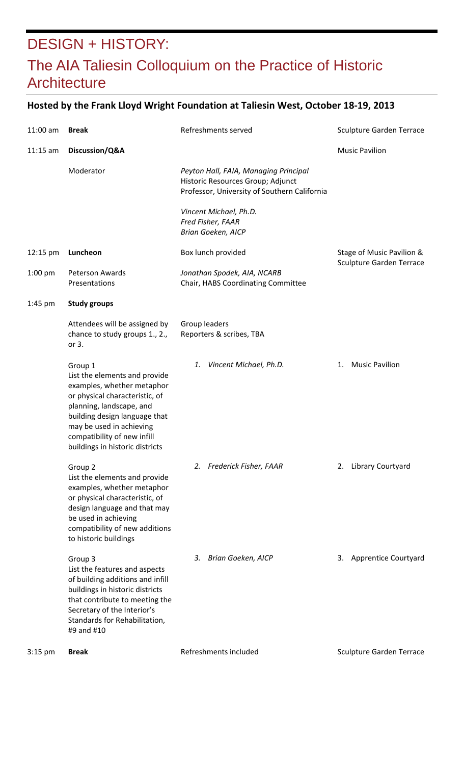# DESIGN + HISTORY:

## The AIA Taliesin Colloquium on the Practice of Historic Architecture

**Hosted by the Frank Lloyd Wright Foundation at Taliesin West, October 18-19, 2013**

| Time | Event | Details | Location |
|---|---|---|---|
| 11:00 am | **Break** | Refreshments served | Sculpture Garden Terrace |
| 11:15 am | **Discussion/Q&A** | | Music Pavilion |
| | Moderator | *Peyton Hall, FAIA, Managing Principal Historic Resources Group; Adjunct Professor, University of Southern California* | |
| | | *Vincent Michael, Ph.D.* *Fred Fisher, FAAR* *Brian Goeken, AICP* | |
| 12:15 pm | **Luncheon** | Box lunch provided | Stage of Music Pavilion & Sculpture Garden Terrace |
| 1:00 pm | Peterson Awards Presentations | *Jonathan Spodek, AIA, NCARB* Chair, HABS Coordinating Committee | |
| 1:45 pm | **Study groups** | | |
| | Attendees will be assigned by chance to study groups 1., 2., or 3. | Group leaders Reporters & scribes, TBA | |
| | Group 1 List the elements and provide examples, whether metaphor or physical characteristic, of planning, landscape, and building design language that may be used in achieving compatibility of new infill buildings in historic districts | 1. *Vincent Michael, Ph.D.* | 1. Music Pavilion |
| | Group 2 List the elements and provide examples, whether metaphor or physical characteristic, of design language and that may be used in achieving compatibility of new additions to historic buildings | 2. *Frederick Fisher, FAAR* | 2. Library Courtyard |
| | Group 3 List the features and aspects of building additions and infill buildings in historic districts that contribute to meeting the Secretary of the Interior's Standards for Rehabilitation, #9 and #10 | 3. *Brian Goeken, AICP* | 3. Apprentice Courtyard |
| 3:15 pm | **Break** | Refreshments included | Sculpture Garden Terrace |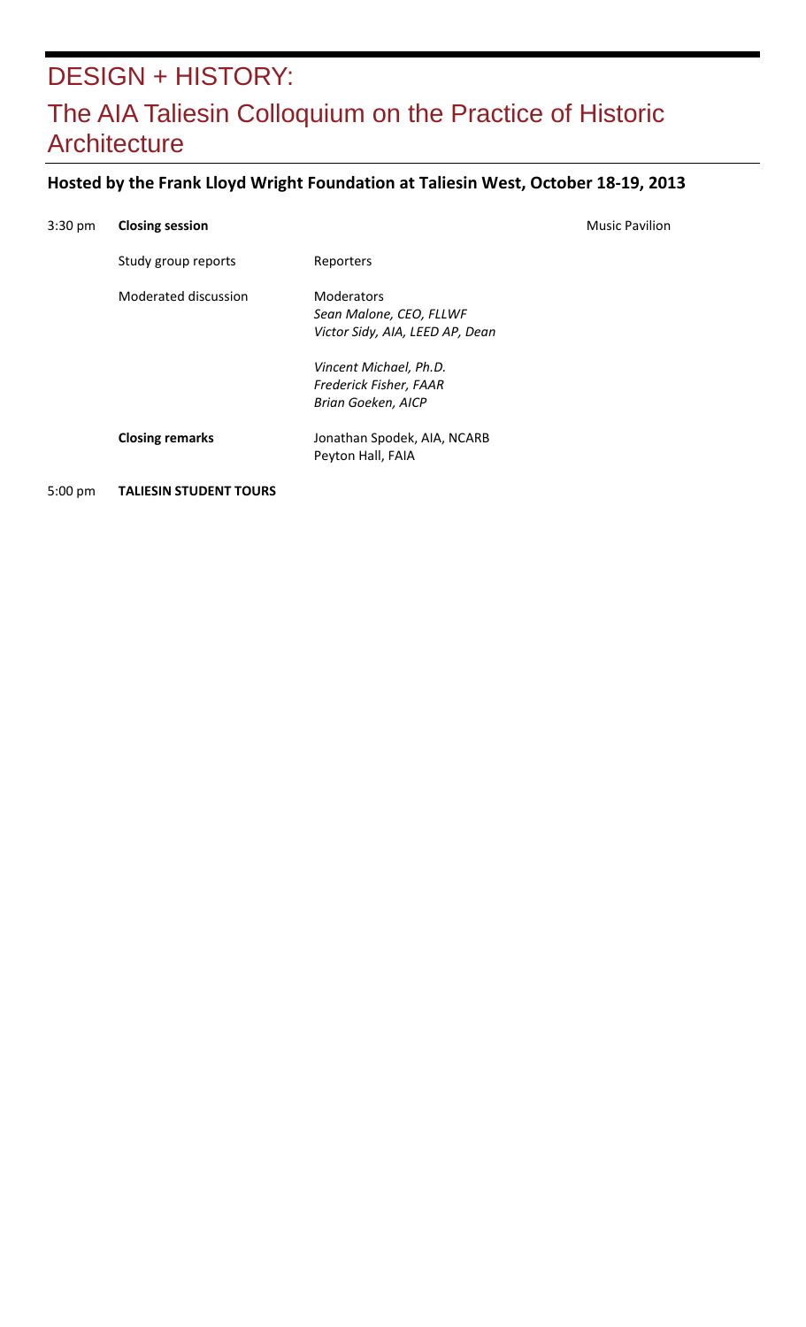# DESIGN + HISTORY:

## The AIA Taliesin Colloquium on the Practice of Historic Architecture

**Hosted by the Frank Lloyd Wright Foundation at Taliesin West, October 18-19, 2013**

| | | | |
|---|---|---|---|
| 3:30 pm | **Closing session** | | Music Pavilion |
| | Study group reports | Reporters | |
| | Moderated discussion | Moderators<br>*Sean Malone, CEO, FLLWF*<br>*Victor Sidy, AIA, LEED AP, Dean*<br><br>*Vincent Michael, Ph.D.*<br>*Frederick Fisher, FAAR*<br>*Brian Goeken, AICP* | |
| | **Closing remarks** | Jonathan Spodek, AIA, NCARB<br>Peyton Hall, FAIA | |
| 5:00 pm | **TALIESIN STUDENT TOURS** | | |